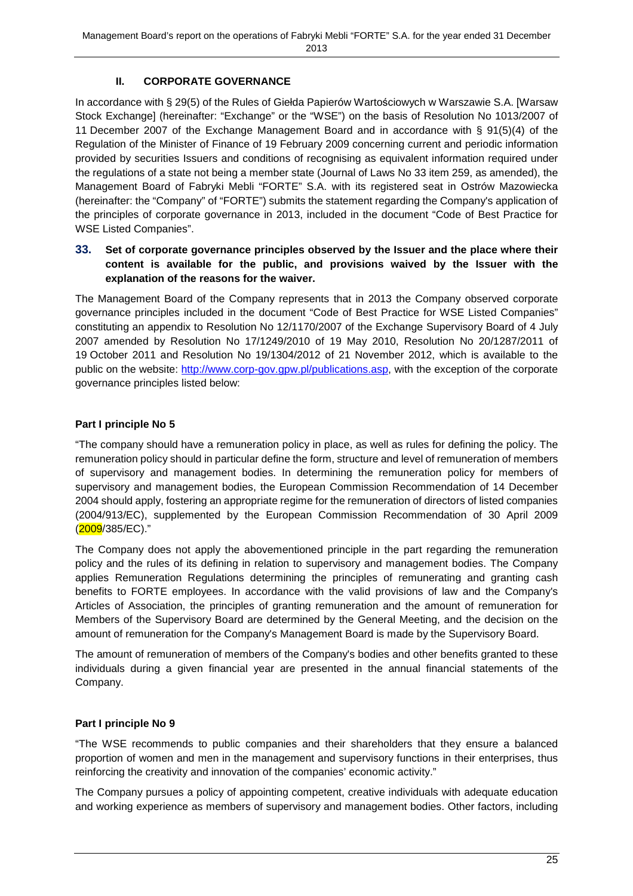## II. CORPORATE GOVERNANCE

In accordance with § 29(5) of the Rules of Giełda Papierów Wartościowych w Warszawie S.A. [Warsaw Stock Exchange] (hereinafter: "Exchange" or the "WSE") on the basis of Resolution No 1013/2007 of 11 December 2007 of the Exchange Management Board and in accordance with § 91(5)(4) of the Regulation of the Minister of Finance of 19 February 2009 concerning current and periodic information provided by securities Issuers and conditions of recognising as equivalent information required under the regulations of a state not being a member state (Journal of Laws No 33 item 259, as amended), the Management Board of Fabryki Mebli "FORTE" S.A. with its registered seat in Ostrów Mazowiecka (hereinafter: the "Company" of "FORTE") submits the statement regarding the Company's application of the principles of corporate governance in 2013, included in the document "Code of Best Practice for WSE Listed Companies".

### 33. Set of corporate governance principles observed by the Issuer and the place where their content is available for the public, and provisions waived by the Issuer with the explanation of the reasons for the waiver.

The Management Board of the Company represents that in 2013 the Company observed corporate governance principles included in the document "Code of Best Practice for WSE Listed Companies" constituting an appendix to Resolution No 12/1170/2007 of the Exchange Supervisory Board of 4 July 2007 amended by Resolution No 17/1249/2010 of 19 May 2010, Resolution No 20/1287/2011 of 19 October 2011 and Resolution No 19/1304/2012 of 21 November 2012, which is available to the public on the website: http://www.corp-gov.gpw.pl/publications.asp, with the exception of the corporate governance principles listed below:

**Part I principle No 5**

"The company should have a remuneration policy in place, as well as rules for defining the policy. The remuneration policy should in particular define the form, structure and level of remuneration of members of supervisory and management bodies. In determining the remuneration policy for members of supervisory and management bodies, the European Commission Recommendation of 14 December 2004 should apply, fostering an appropriate regime for the remuneration of directors of listed companies (2004/913/EC), supplemented by the European Commission Recommendation of 30 April 2009 (2009/385/EC)."

The Company does not apply the abovementioned principle in the part regarding the remuneration policy and the rules of its defining in relation to supervisory and management bodies. The Company applies Remuneration Regulations determining the principles of remunerating and granting cash benefits to FORTE employees. In accordance with the valid provisions of law and the Company's Articles of Association, the principles of granting remuneration and the amount of remuneration for Members of the Supervisory Board are determined by the General Meeting, and the decision on the amount of remuneration for the Company's Management Board is made by the Supervisory Board.

The amount of remuneration of members of the Company's bodies and other benefits granted to these individuals during a given financial year are presented in the annual financial statements of the Company.

**Part I principle No 9**

"The WSE recommends to public companies and their shareholders that they ensure a balanced proportion of women and men in the management and supervisory functions in their enterprises, thus reinforcing the creativity and innovation of the companies' economic activity."

The Company pursues a policy of appointing competent, creative individuals with adequate education and working experience as members of supervisory and management bodies. Other factors, including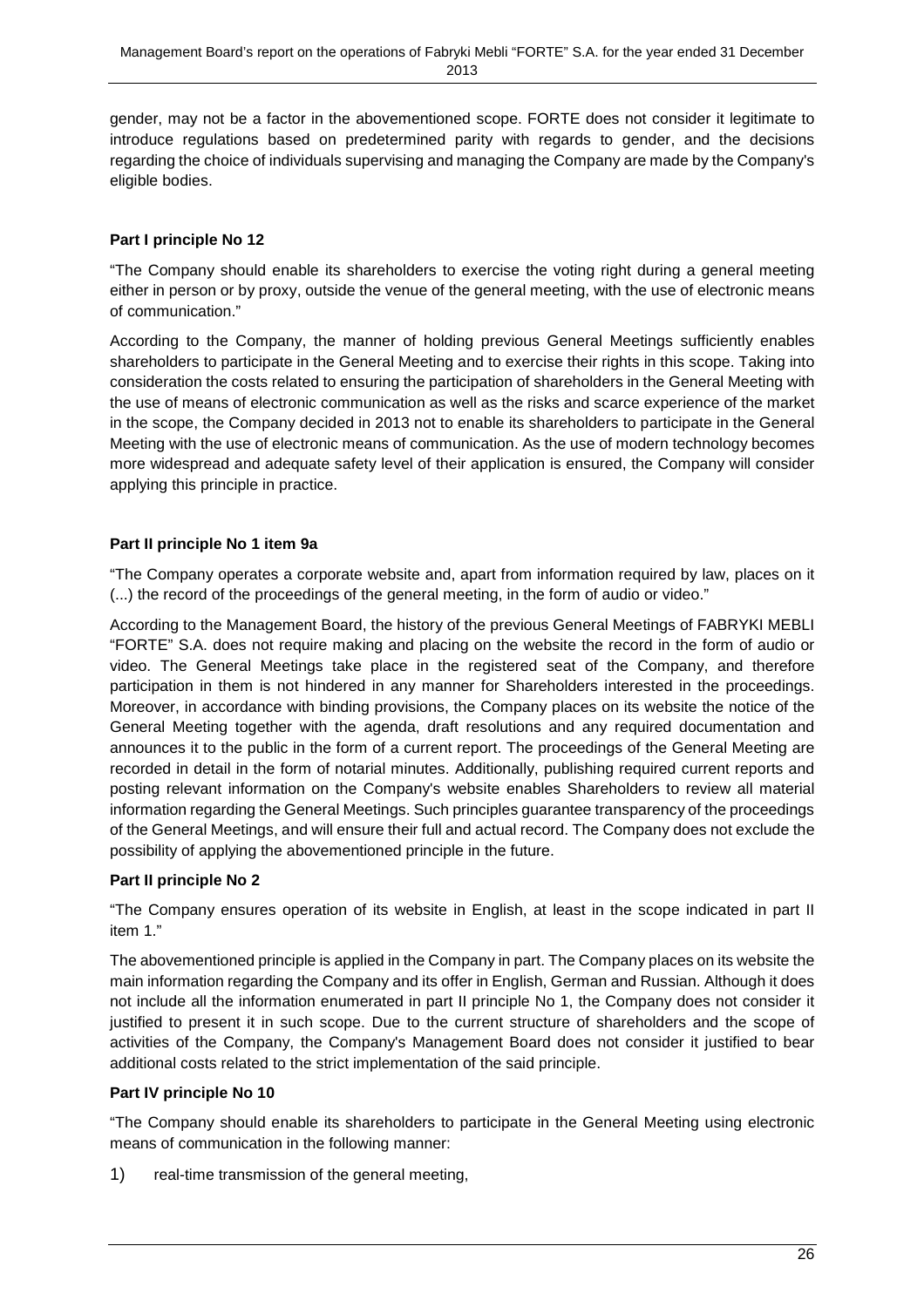gender, may not be a factor in the abovementioned scope. FORTE does not consider it legitimate to introduce regulations based on predetermined parity with regards to gender, and the decisions regarding the choice of individuals supervising and managing the Company are made by the Company's eligible bodies.

**Part I principle No 12**

"The Company should enable its shareholders to exercise the voting right during a general meeting either in person or by proxy, outside the venue of the general meeting, with the use of electronic means of communication."

According to the Company, the manner of holding previous General Meetings sufficiently enables shareholders to participate in the General Meeting and to exercise their rights in this scope. Taking into consideration the costs related to ensuring the participation of shareholders in the General Meeting with the use of means of electronic communication as well as the risks and scarce experience of the market in the scope, the Company decided in 2013 not to enable its shareholders to participate in the General Meeting with the use of electronic means of communication. As the use of modern technology becomes more widespread and adequate safety level of their application is ensured, the Company will consider applying this principle in practice.

**Part II principle No 1 item 9a**

"The Company operates a corporate website and, apart from information required by law, places on it (...) the record of the proceedings of the general meeting, in the form of audio or video."

According to the Management Board, the history of the previous General Meetings of FABRYKI MEBLI "FORTE" S.A. does not require making and placing on the website the record in the form of audio or video. The General Meetings take place in the registered seat of the Company, and therefore participation in them is not hindered in any manner for Shareholders interested in the proceedings. Moreover, in accordance with binding provisions, the Company places on its website the notice of the General Meeting together with the agenda, draft resolutions and any required documentation and announces it to the public in the form of a current report. The proceedings of the General Meeting are recorded in detail in the form of notarial minutes. Additionally, publishing required current reports and posting relevant information on the Company's website enables Shareholders to review all material information regarding the General Meetings. Such principles guarantee transparency of the proceedings of the General Meetings, and will ensure their full and actual record. The Company does not exclude the possibility of applying the abovementioned principle in the future.

**Part II principle No 2**

"The Company ensures operation of its website in English, at least in the scope indicated in part II item 1."

The abovementioned principle is applied in the Company in part. The Company places on its website the main information regarding the Company and its offer in English, German and Russian. Although it does not include all the information enumerated in part II principle No 1, the Company does not consider it justified to present it in such scope. Due to the current structure of shareholders and the scope of activities of the Company, the Company's Management Board does not consider it justified to bear additional costs related to the strict implementation of the said principle.

**Part IV principle No 10**

"The Company should enable its shareholders to participate in the General Meeting using electronic means of communication in the following manner:

1) real-time transmission of the general meeting,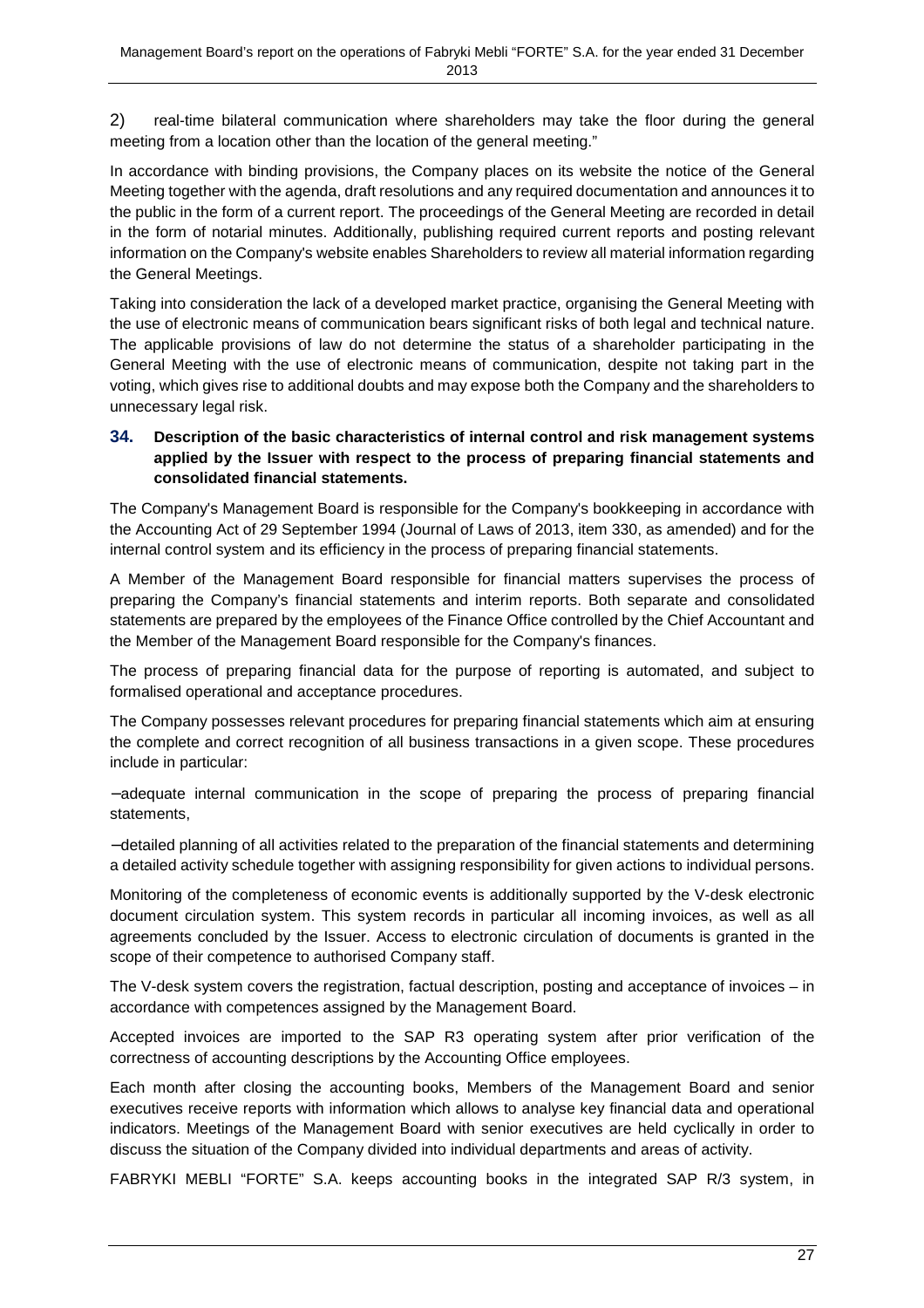2) real-time bilateral communication where shareholders may take the floor during the general meeting from a location other than the location of the general meeting."

In accordance with binding provisions, the Company places on its website the notice of the General Meeting together with the agenda, draft resolutions and any required documentation and announces it to the public in the form of a current report. The proceedings of the General Meeting are recorded in detail in the form of notarial minutes. Additionally, publishing required current reports and posting relevant information on the Company's website enables Shareholders to review all material information regarding the General Meetings.

Taking into consideration the lack of a developed market practice, organising the General Meeting with the use of electronic means of communication bears significant risks of both legal and technical nature. The applicable provisions of law do not determine the status of a shareholder participating in the General Meeting with the use of electronic means of communication, despite not taking part in the voting, which gives rise to additional doubts and may expose both the Company and the shareholders to unnecessary legal risk.

### 34. Description of the basic characteristics of internal control and risk management systems applied by the Issuer with respect to the process of preparing financial statements and consolidated financial statements.

The Company's Management Board is responsible for the Company's bookkeeping in accordance with the Accounting Act of 29 September 1994 (Journal of Laws of 2013, item 330, as amended) and for the internal control system and its efficiency in the process of preparing financial statements.

A Member of the Management Board responsible for financial matters supervises the process of preparing the Company's financial statements and interim reports. Both separate and consolidated statements are prepared by the employees of the Finance Office controlled by the Chief Accountant and the Member of the Management Board responsible for the Company's finances.

The process of preparing financial data for the purpose of reporting is automated, and subject to formalised operational and acceptance procedures.

The Company possesses relevant procedures for preparing financial statements which aim at ensuring the complete and correct recognition of all business transactions in a given scope. These procedures include in particular:

− adequate internal communication in the scope of preparing the process of preparing financial statements,

− detailed planning of all activities related to the preparation of the financial statements and determining a detailed activity schedule together with assigning responsibility for given actions to individual persons.

Monitoring of the completeness of economic events is additionally supported by the V-desk electronic document circulation system. This system records in particular all incoming invoices, as well as all agreements concluded by the Issuer. Access to electronic circulation of documents is granted in the scope of their competence to authorised Company staff.

The V-desk system covers the registration, factual description, posting and acceptance of invoices – in accordance with competences assigned by the Management Board.

Accepted invoices are imported to the SAP R3 operating system after prior verification of the correctness of accounting descriptions by the Accounting Office employees.

Each month after closing the accounting books, Members of the Management Board and senior executives receive reports with information which allows to analyse key financial data and operational indicators. Meetings of the Management Board with senior executives are held cyclically in order to discuss the situation of the Company divided into individual departments and areas of activity.

FABRYKI MEBLI "FORTE" S.A. keeps accounting books in the integrated SAP R/3 system, in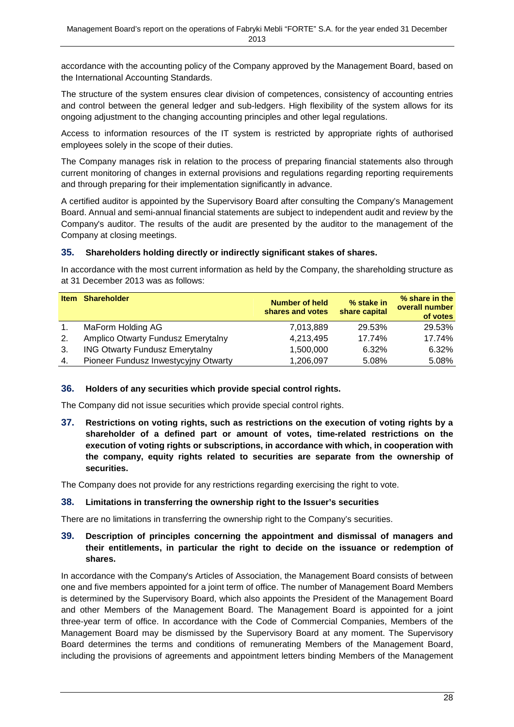accordance with the accounting policy of the Company approved by the Management Board, based on the International Accounting Standards.

The structure of the system ensures clear division of competences, consistency of accounting entries and control between the general ledger and sub-ledgers. High flexibility of the system allows for its ongoing adjustment to the changing accounting principles and other legal regulations.

Access to information resources of the IT system is restricted by appropriate rights of authorised employees solely in the scope of their duties.

The Company manages risk in relation to the process of preparing financial statements also through current monitoring of changes in external provisions and regulations regarding reporting requirements and through preparing for their implementation significantly in advance.

A certified auditor is appointed by the Supervisory Board after consulting the Company's Management Board. Annual and semi-annual financial statements are subject to independent audit and review by the Company's auditor. The results of the audit are presented by the auditor to the management of the Company at closing meetings.

## 35. Shareholders holding directly or indirectly significant stakes of shares.

In accordance with the most current information as held by the Company, the shareholding structure as at 31 December 2013 was as follows:

| Item | Shareholder | Number of held shares and votes | % stake in share capital | % share in the overall number of votes |
|---|---|---|---|---|
| 1. | MaForm Holding AG | 7,013,889 | 29.53% | 29.53% |
| 2. | Amplico Otwarty Fundusz Emerytalny | 4,213,495 | 17.74% | 17.74% |
| 3. | ING Otwarty Fundusz Emerytalny | 1,500,000 | 6.32% | 6.32% |
| 4. | Pioneer Fundusz Inwestycyjny Otwarty | 1,206,097 | 5.08% | 5.08% |

## 36. Holders of any securities which provide special control rights.

The Company did not issue securities which provide special control rights.

## 37. Restrictions on voting rights, such as restrictions on the execution of voting rights by a shareholder of a defined part or amount of votes, time-related restrictions on the execution of voting rights or subscriptions, in accordance with which, in cooperation with the company, equity rights related to securities are separate from the ownership of securities.

The Company does not provide for any restrictions regarding exercising the right to vote.

## 38. Limitations in transferring the ownership right to the Issuer's securities

There are no limitations in transferring the ownership right to the Company's securities.

## 39. Description of principles concerning the appointment and dismissal of managers and their entitlements, in particular the right to decide on the issuance or redemption of shares.

In accordance with the Company's Articles of Association, the Management Board consists of between one and five members appointed for a joint term of office. The number of Management Board Members is determined by the Supervisory Board, which also appoints the President of the Management Board and other Members of the Management Board. The Management Board is appointed for a joint three-year term of office. In accordance with the Code of Commercial Companies, Members of the Management Board may be dismissed by the Supervisory Board at any moment. The Supervisory Board determines the terms and conditions of remunerating Members of the Management Board, including the provisions of agreements and appointment letters binding Members of the Management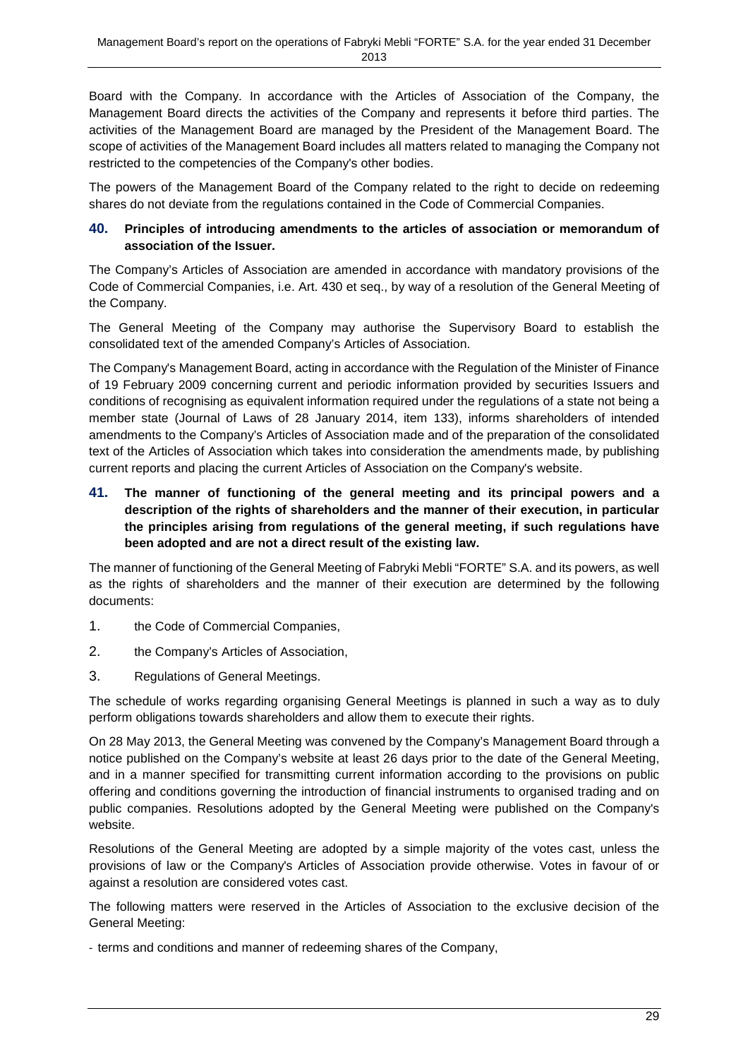Board with the Company. In accordance with the Articles of Association of the Company, the Management Board directs the activities of the Company and represents it before third parties. The activities of the Management Board are managed by the President of the Management Board. The scope of activities of the Management Board includes all matters related to managing the Company not restricted to the competencies of the Company's other bodies.

The powers of the Management Board of the Company related to the right to decide on redeeming shares do not deviate from the regulations contained in the Code of Commercial Companies.

## 40. Principles of introducing amendments to the articles of association or memorandum of association of the Issuer.

The Company's Articles of Association are amended in accordance with mandatory provisions of the Code of Commercial Companies, i.e. Art. 430 et seq., by way of a resolution of the General Meeting of the Company.

The General Meeting of the Company may authorise the Supervisory Board to establish the consolidated text of the amended Company's Articles of Association.

The Company's Management Board, acting in accordance with the Regulation of the Minister of Finance of 19 February 2009 concerning current and periodic information provided by securities Issuers and conditions of recognising as equivalent information required under the regulations of a state not being a member state (Journal of Laws of 28 January 2014, item 133), informs shareholders of intended amendments to the Company's Articles of Association made and of the preparation of the consolidated text of the Articles of Association which takes into consideration the amendments made, by publishing current reports and placing the current Articles of Association on the Company's website.

## 41. The manner of functioning of the general meeting and its principal powers and a description of the rights of shareholders and the manner of their execution, in particular the principles arising from regulations of the general meeting, if such regulations have been adopted and are not a direct result of the existing law.

The manner of functioning of the General Meeting of Fabryki Mebli "FORTE" S.A. and its powers, as well as the rights of shareholders and the manner of their execution are determined by the following documents:

1. the Code of Commercial Companies,
2. the Company's Articles of Association,
3. Regulations of General Meetings.

The schedule of works regarding organising General Meetings is planned in such a way as to duly perform obligations towards shareholders and allow them to execute their rights.

On 28 May 2013, the General Meeting was convened by the Company's Management Board through a notice published on the Company's website at least 26 days prior to the date of the General Meeting, and in a manner specified for transmitting current information according to the provisions on public offering and conditions governing the introduction of financial instruments to organised trading and on public companies. Resolutions adopted by the General Meeting were published on the Company's website.

Resolutions of the General Meeting are adopted by a simple majority of the votes cast, unless the provisions of law or the Company's Articles of Association provide otherwise. Votes in favour of or against a resolution are considered votes cast.

The following matters were reserved in the Articles of Association to the exclusive decision of the General Meeting:

- terms and conditions and manner of redeeming shares of the Company,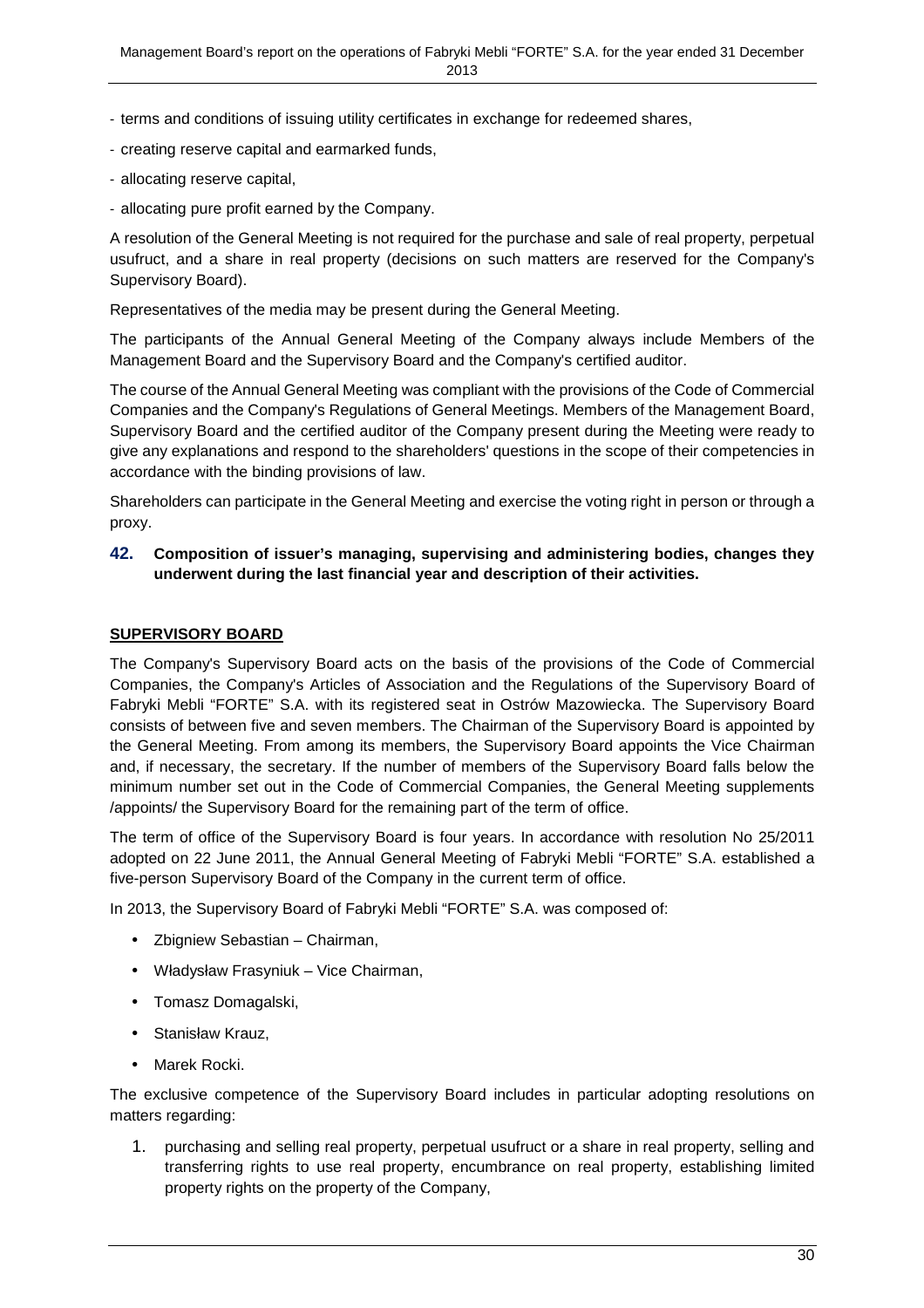- terms and conditions of issuing utility certificates in exchange for redeemed shares,
- creating reserve capital and earmarked funds,
- allocating reserve capital,
- allocating pure profit earned by the Company.

A resolution of the General Meeting is not required for the purchase and sale of real property, perpetual usufruct, and a share in real property (decisions on such matters are reserved for the Company's Supervisory Board).

Representatives of the media may be present during the General Meeting.

The participants of the Annual General Meeting of the Company always include Members of the Management Board and the Supervisory Board and the Company's certified auditor.

The course of the Annual General Meeting was compliant with the provisions of the Code of Commercial Companies and the Company's Regulations of General Meetings. Members of the Management Board, Supervisory Board and the certified auditor of the Company present during the Meeting were ready to give any explanations and respond to the shareholders' questions in the scope of their competencies in accordance with the binding provisions of law.

Shareholders can participate in the General Meeting and exercise the voting right in person or through a proxy.

## 42. Composition of issuer's managing, supervising and administering bodies, changes they underwent during the last financial year and description of their activities.

**SUPERVISORY BOARD**

The Company's Supervisory Board acts on the basis of the provisions of the Code of Commercial Companies, the Company's Articles of Association and the Regulations of the Supervisory Board of Fabryki Mebli "FORTE" S.A. with its registered seat in Ostrów Mazowiecka. The Supervisory Board consists of between five and seven members. The Chairman of the Supervisory Board is appointed by the General Meeting. From among its members, the Supervisory Board appoints the Vice Chairman and, if necessary, the secretary. If the number of members of the Supervisory Board falls below the minimum number set out in the Code of Commercial Companies, the General Meeting supplements /appoints/ the Supervisory Board for the remaining part of the term of office.

The term of office of the Supervisory Board is four years. In accordance with resolution No 25/2011 adopted on 22 June 2011, the Annual General Meeting of Fabryki Mebli "FORTE" S.A. established a five-person Supervisory Board of the Company in the current term of office.

In 2013, the Supervisory Board of Fabryki Mebli "FORTE" S.A. was composed of:

- Zbigniew Sebastian – Chairman,
- Władysław Frasyniuk – Vice Chairman,
- Tomasz Domagalski,
- Stanisław Krauz,
- Marek Rocki.

The exclusive competence of the Supervisory Board includes in particular adopting resolutions on matters regarding:

1. purchasing and selling real property, perpetual usufruct or a share in real property, selling and transferring rights to use real property, encumbrance on real property, establishing limited property rights on the property of the Company,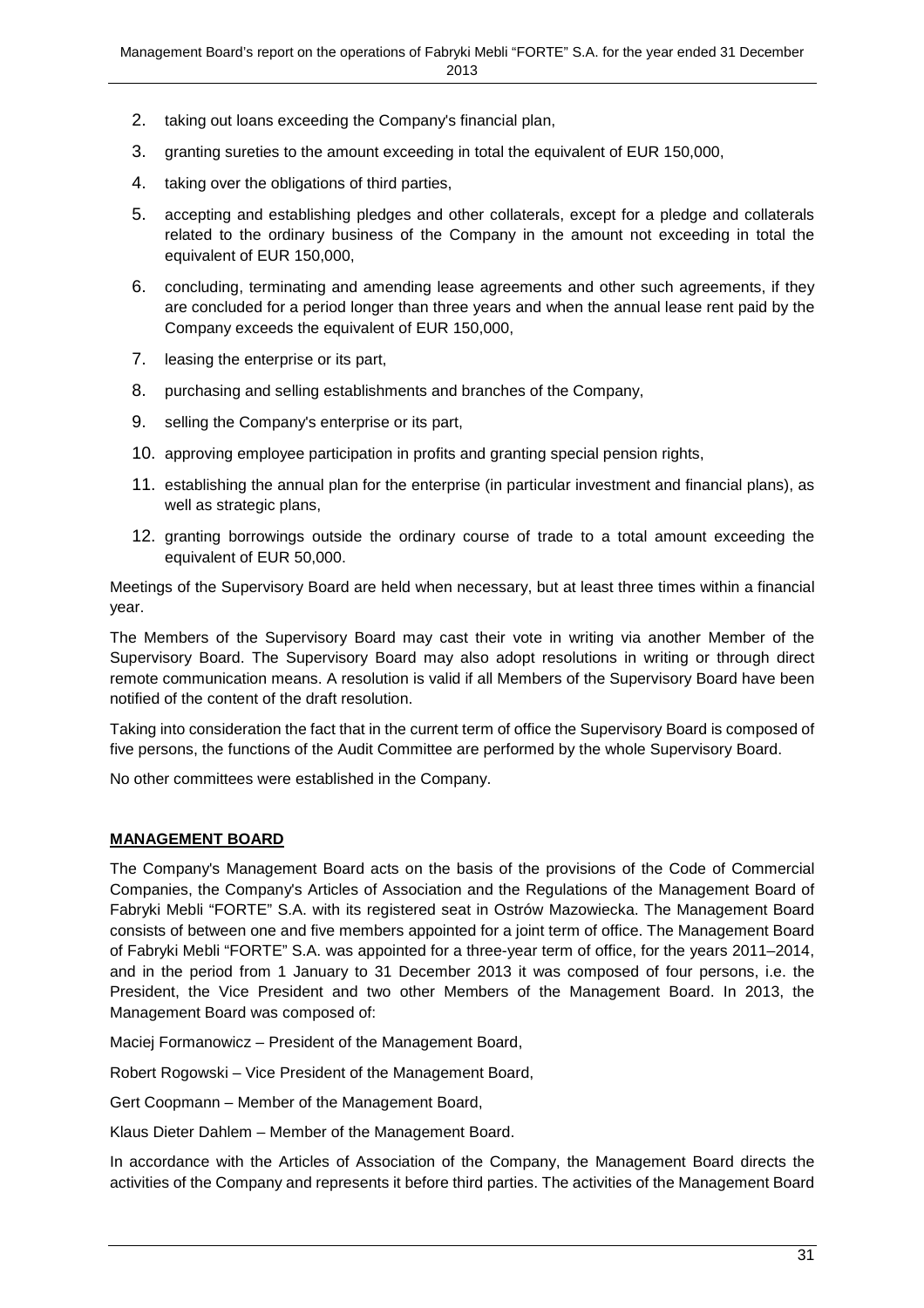2. taking out loans exceeding the Company's financial plan,
3. granting sureties to the amount exceeding in total the equivalent of EUR 150,000,
4. taking over the obligations of third parties,
5. accepting and establishing pledges and other collaterals, except for a pledge and collaterals related to the ordinary business of the Company in the amount not exceeding in total the equivalent of EUR 150,000,
6. concluding, terminating and amending lease agreements and other such agreements, if they are concluded for a period longer than three years and when the annual lease rent paid by the Company exceeds the equivalent of EUR 150,000,
7. leasing the enterprise or its part,
8. purchasing and selling establishments and branches of the Company,
9. selling the Company's enterprise or its part,
10. approving employee participation in profits and granting special pension rights,
11. establishing the annual plan for the enterprise (in particular investment and financial plans), as well as strategic plans,
12. granting borrowings outside the ordinary course of trade to a total amount exceeding the equivalent of EUR 50,000.

Meetings of the Supervisory Board are held when necessary, but at least three times within a financial year.

The Members of the Supervisory Board may cast their vote in writing via another Member of the Supervisory Board. The Supervisory Board may also adopt resolutions in writing or through direct remote communication means. A resolution is valid if all Members of the Supervisory Board have been notified of the content of the draft resolution.

Taking into consideration the fact that in the current term of office the Supervisory Board is composed of five persons, the functions of the Audit Committee are performed by the whole Supervisory Board.

No other committees were established in the Company.

**MANAGEMENT BOARD**

The Company's Management Board acts on the basis of the provisions of the Code of Commercial Companies, the Company's Articles of Association and the Regulations of the Management Board of Fabryki Mebli "FORTE" S.A. with its registered seat in Ostrów Mazowiecka. The Management Board consists of between one and five members appointed for a joint term of office. The Management Board of Fabryki Mebli "FORTE" S.A. was appointed for a three-year term of office, for the years 2011–2014, and in the period from 1 January to 31 December 2013 it was composed of four persons, i.e. the President, the Vice President and two other Members of the Management Board. In 2013, the Management Board was composed of:

Maciej Formanowicz – President of the Management Board,

Robert Rogowski – Vice President of the Management Board,

Gert Coopmann – Member of the Management Board,

Klaus Dieter Dahlem – Member of the Management Board.

In accordance with the Articles of Association of the Company, the Management Board directs the activities of the Company and represents it before third parties. The activities of the Management Board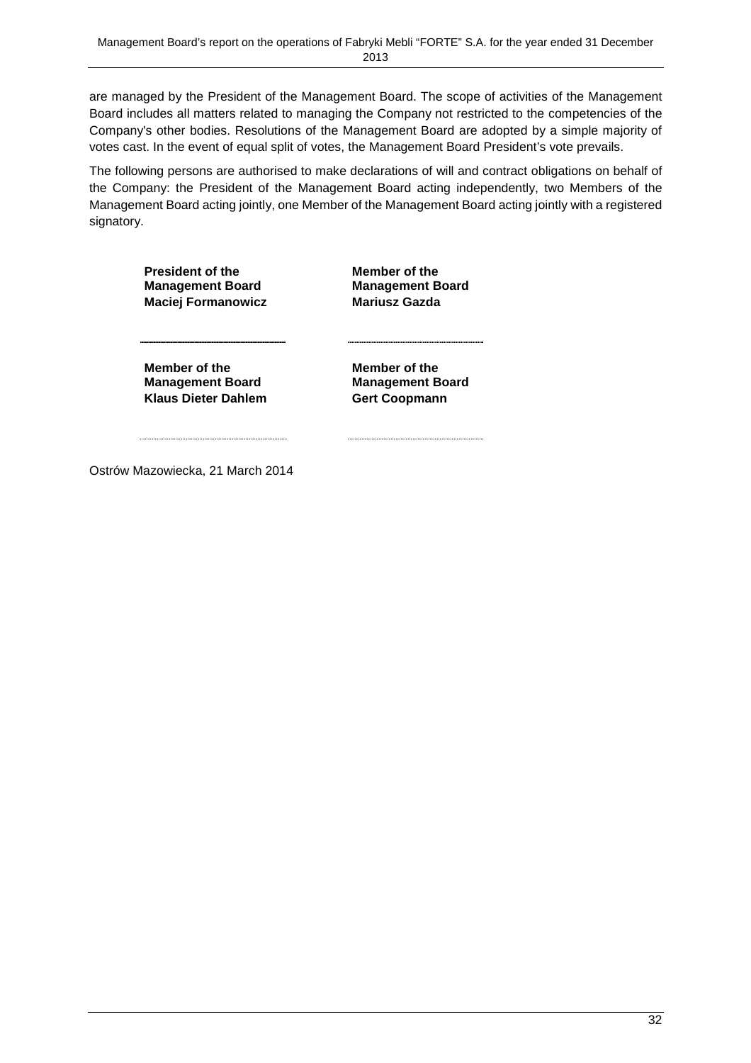are managed by the President of the Management Board. The scope of activities of the Management Board includes all matters related to managing the Company not restricted to the competencies of the Company's other bodies. Resolutions of the Management Board are adopted by a simple majority of votes cast. In the event of equal split of votes, the Management Board President's vote prevails.

The following persons are authorised to make declarations of will and contract obligations on behalf of the Company: the President of the Management Board acting independently, two Members of the Management Board acting jointly, one Member of the Management Board acting jointly with a registered signatory.

| | |
|---|---|
| **President of the Management Board Maciej Formanowicz** | **Member of the Management Board Mariusz Gazda** |
| ........................................ | ........................................ |
| **Member of the Management Board Klaus Dieter Dahlem** | **Member of the Management Board Gert Coopmann** |
| ........................................ | ........................................ |

Ostrów Mazowiecka, 21 March 2014